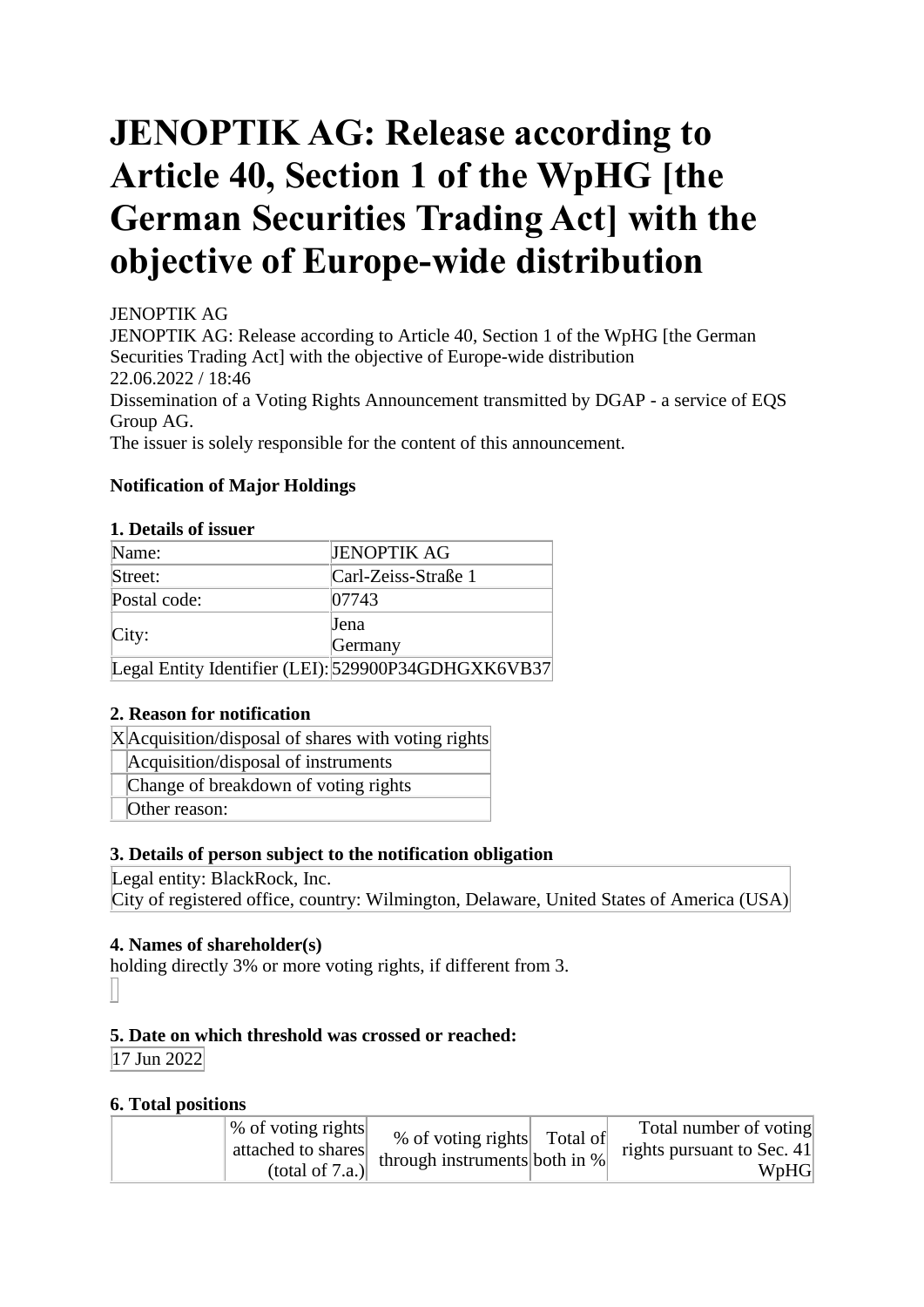# JENOPTIK AG: Release according to Article 40, Section 1 of the WpHG [the German Securities Trading Act] with the objective of Europe-wide distribution

JENOPTIK AG
JENOPTIK AG: Release according to Article 40, Section 1 of the WpHG [the German Securities Trading Act] with the objective of Europe-wide distribution
22.06.2022 / 18:46
Dissemination of a Voting Rights Announcement transmitted by DGAP - a service of EQS Group AG.
The issuer is solely responsible for the content of this announcement.

**Notification of Major Holdings**

**1. Details of issuer**

| | |
|---|---|
| Name: | JENOPTIK AG |
| Street: | Carl-Zeiss-Straße 1 |
| Postal code: | 07743 |
| City: | Jena<br>Germany |
| Legal Entity Identifier (LEI): | 529900P34GDHGXK6VB37 |

**2. Reason for notification**

| | |
|---|---|
| X | Acquisition/disposal of shares with voting rights |
| | Acquisition/disposal of instruments |
| | Change of breakdown of voting rights |
| | Other reason: |

**3. Details of person subject to the notification obligation**

| |
|---|
| Legal entity: BlackRock, Inc.<br>City of registered office, country: Wilmington, Delaware, United States of America (USA) |

**4. Names of shareholder(s)**
holding directly 3% or more voting rights, if different from 3.

**5. Date on which threshold was crossed or reached:**

| |
|---|
| 17 Jun 2022 |

**6. Total positions**

| | % of voting rights attached to shares (total of 7.a.) | % of voting rights through instruments | Total of both in % | Total number of voting rights pursuant to Sec. 41 WpHG |
|---|---|---|---|---|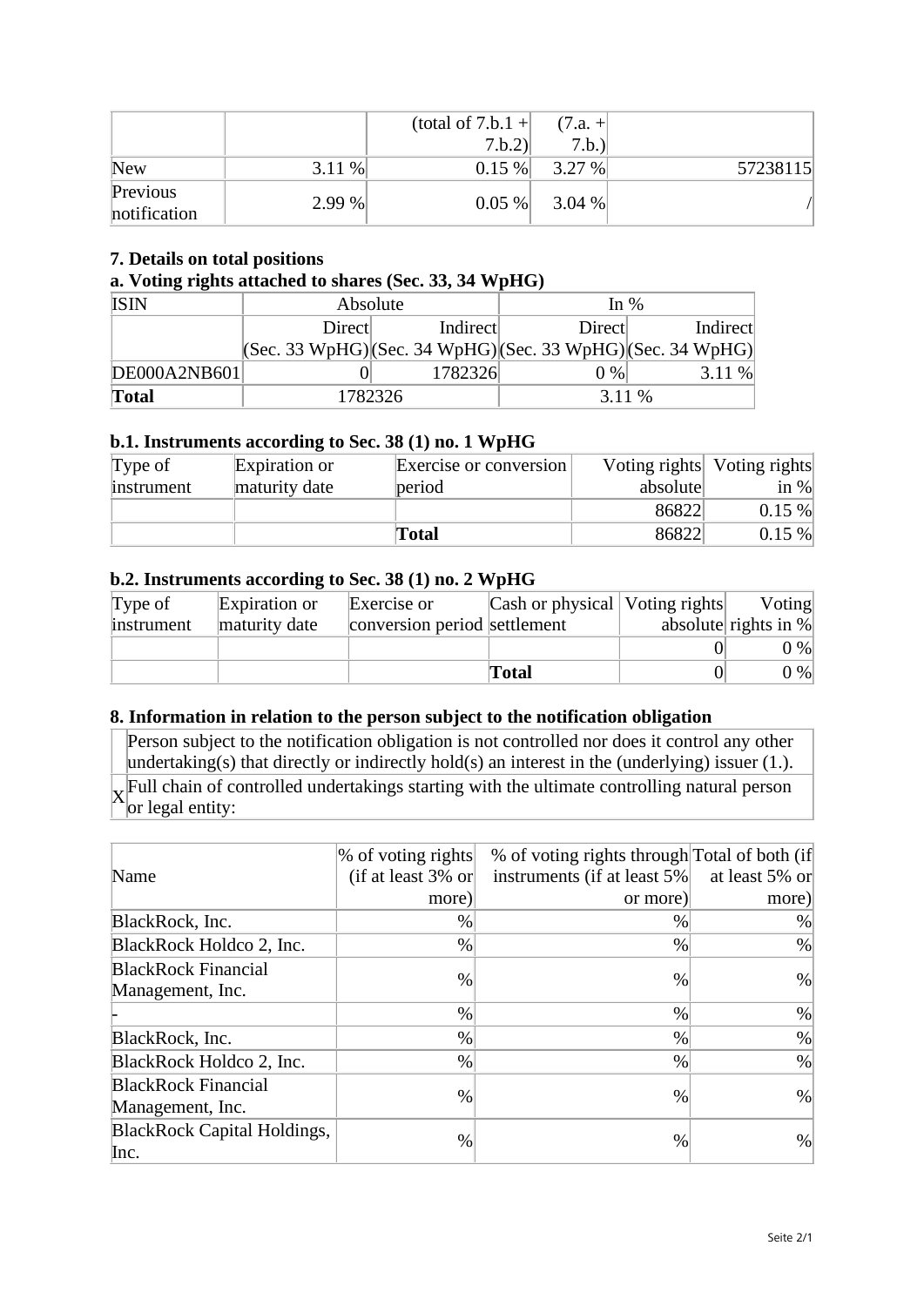| | | (total of 7.b.1 + 7.b.2) | (7.a. + 7.b.) | |
|---|---|---|---|---|
| New | 3.11 % | 0.15 % | 3.27 % | 57238115 |
| Previous notification | 2.99 % | 0.05 % | 3.04 % | / |

### 7. Details on total positions

### a. Voting rights attached to shares (Sec. 33, 34 WpHG)

| ISIN | Absolute | | In % | |
|---|---|---|---|---|
| | Direct (Sec. 33 WpHG) | Indirect (Sec. 34 WpHG) | Direct (Sec. 33 WpHG) | Indirect (Sec. 34 WpHG) |
| DE000A2NB601 | 0 | 1782326 | 0 % | 3.11 % |
| **Total** | 1782326 | | 3.11 % | |

### b.1. Instruments according to Sec. 38 (1) no. 1 WpHG

| Type of instrument | Expiration or maturity date | Exercise or conversion period | Voting rights absolute | Voting rights in % |
|---|---|---|---|---|
| | | | 86822 | 0.15 % |
| | | **Total** | 86822 | 0.15 % |

### b.2. Instruments according to Sec. 38 (1) no. 2 WpHG

| Type of instrument | Expiration or maturity date | Exercise or conversion period | Cash or physical settlement | Voting rights absolute | Voting rights in % |
|---|---|---|---|---|---|
| | | | | 0 | 0 % |
| | | | **Total** | 0 | 0 % |

### 8. Information in relation to the person subject to the notification obligation

| | |
|---|---|
| | Person subject to the notification obligation is not controlled nor does it control any other undertaking(s) that directly or indirectly hold(s) an interest in the (underlying) issuer (1.). |
| X | Full chain of controlled undertakings starting with the ultimate controlling natural person or legal entity: |

| Name | % of voting rights (if at least 3% or more) | % of voting rights through instruments (if at least 5% or more) | Total of both (if at least 5% or more) |
|---|---|---|---|
| BlackRock, Inc. | % | % | % |
| BlackRock Holdco 2, Inc. | % | % | % |
| BlackRock Financial Management, Inc. | % | % | % |
| - | % | % | % |
| BlackRock, Inc. | % | % | % |
| BlackRock Holdco 2, Inc. | % | % | % |
| BlackRock Financial Management, Inc. | % | % | % |
| BlackRock Capital Holdings, Inc. | % | % | % |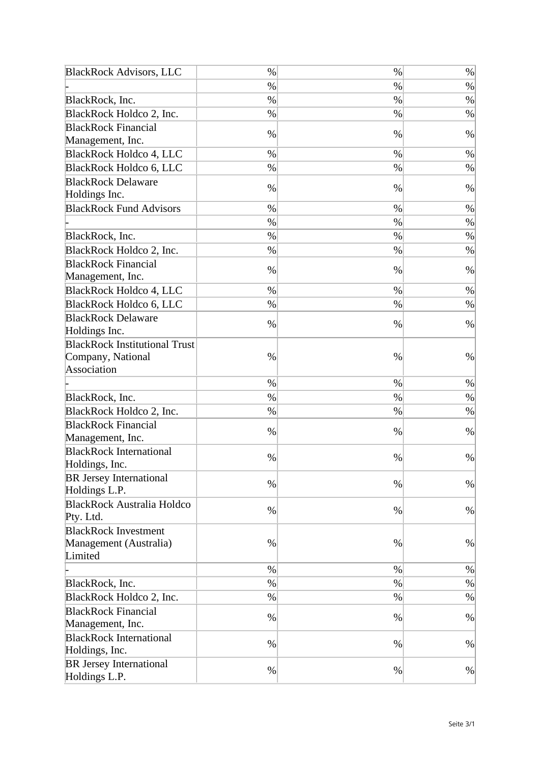| BlackRock Advisors, LLC | % | % | % |
|---|---|---|---|
| - | % | % | % |
| BlackRock, Inc. | % | % | % |
| BlackRock Holdco 2, Inc. | % | % | % |
| BlackRock Financial Management, Inc. | % | % | % |
| BlackRock Holdco 4, LLC | % | % | % |
| BlackRock Holdco 6, LLC | % | % | % |
| BlackRock Delaware Holdings Inc. | % | % | % |
| BlackRock Fund Advisors | % | % | % |
| - | % | % | % |
| BlackRock, Inc. | % | % | % |
| BlackRock Holdco 2, Inc. | % | % | % |
| BlackRock Financial Management, Inc. | % | % | % |
| BlackRock Holdco 4, LLC | % | % | % |
| BlackRock Holdco 6, LLC | % | % | % |
| BlackRock Delaware Holdings Inc. | % | % | % |
| BlackRock Institutional Trust Company, National Association | % | % | % |
| - | % | % | % |
| BlackRock, Inc. | % | % | % |
| BlackRock Holdco 2, Inc. | % | % | % |
| BlackRock Financial Management, Inc. | % | % | % |
| BlackRock International Holdings, Inc. | % | % | % |
| BR Jersey International Holdings L.P. | % | % | % |
| BlackRock Australia Holdco Pty. Ltd. | % | % | % |
| BlackRock Investment Management (Australia) Limited | % | % | % |
| - | % | % | % |
| BlackRock, Inc. | % | % | % |
| BlackRock Holdco 2, Inc. | % | % | % |
| BlackRock Financial Management, Inc. | % | % | % |
| BlackRock International Holdings, Inc. | % | % | % |
| BR Jersey International Holdings L.P. | % | % | % |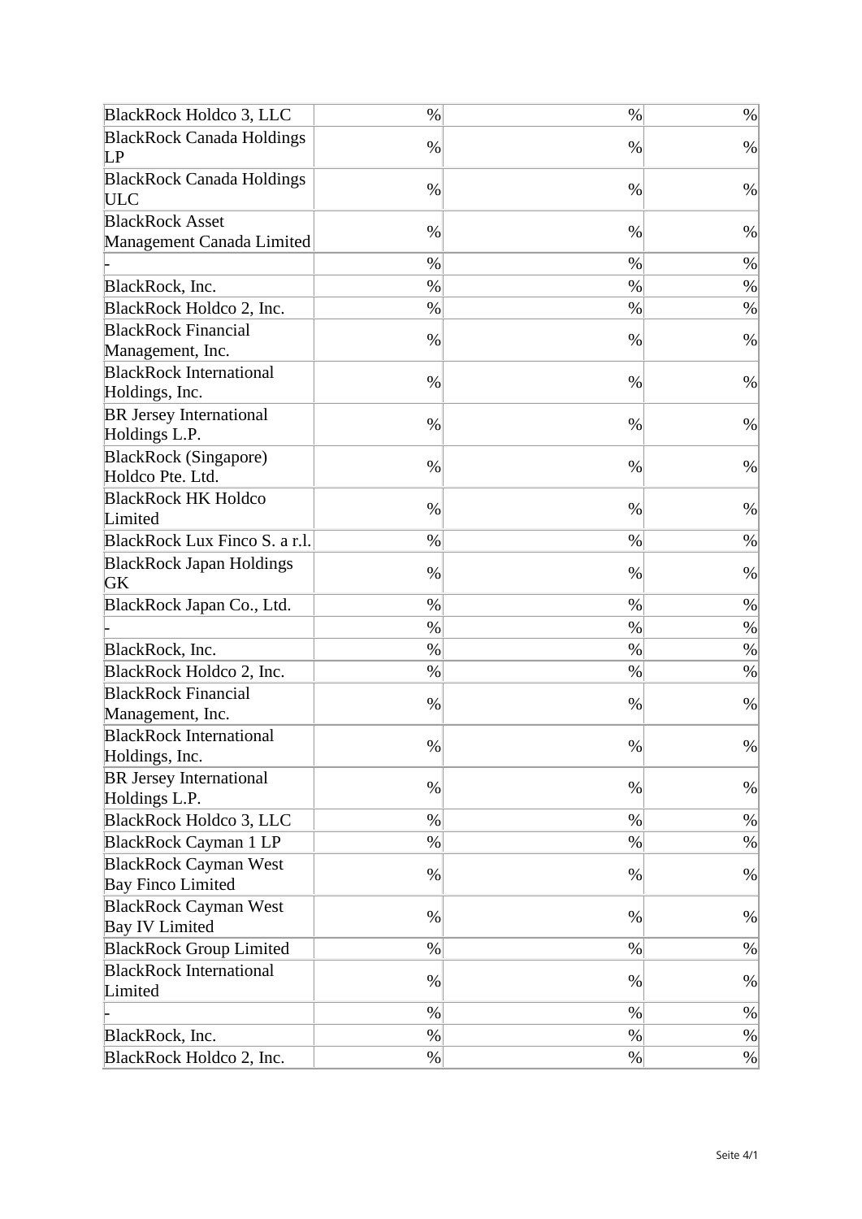| BlackRock Holdco 3, LLC | % | % | % |
|---|---|---|---|
| BlackRock Canada Holdings LP | % | % | % |
| BlackRock Canada Holdings ULC | % | % | % |
| BlackRock Asset Management Canada Limited | % | % | % |
| - | % | % | % |
| BlackRock, Inc. | % | % | % |
| BlackRock Holdco 2, Inc. | % | % | % |
| BlackRock Financial Management, Inc. | % | % | % |
| BlackRock International Holdings, Inc. | % | % | % |
| BR Jersey International Holdings L.P. | % | % | % |
| BlackRock (Singapore) Holdco Pte. Ltd. | % | % | % |
| BlackRock HK Holdco Limited | % | % | % |
| BlackRock Lux Finco S. a r.l. | % | % | % |
| BlackRock Japan Holdings GK | % | % | % |
| BlackRock Japan Co., Ltd. | % | % | % |
| - | % | % | % |
| BlackRock, Inc. | % | % | % |
| BlackRock Holdco 2, Inc. | % | % | % |
| BlackRock Financial Management, Inc. | % | % | % |
| BlackRock International Holdings, Inc. | % | % | % |
| BR Jersey International Holdings L.P. | % | % | % |
| BlackRock Holdco 3, LLC | % | % | % |
| BlackRock Cayman 1 LP | % | % | % |
| BlackRock Cayman West Bay Finco Limited | % | % | % |
| BlackRock Cayman West Bay IV Limited | % | % | % |
| BlackRock Group Limited | % | % | % |
| BlackRock International Limited | % | % | % |
| - | % | % | % |
| BlackRock, Inc. | % | % | % |
| BlackRock Holdco 2, Inc. | % | % | % |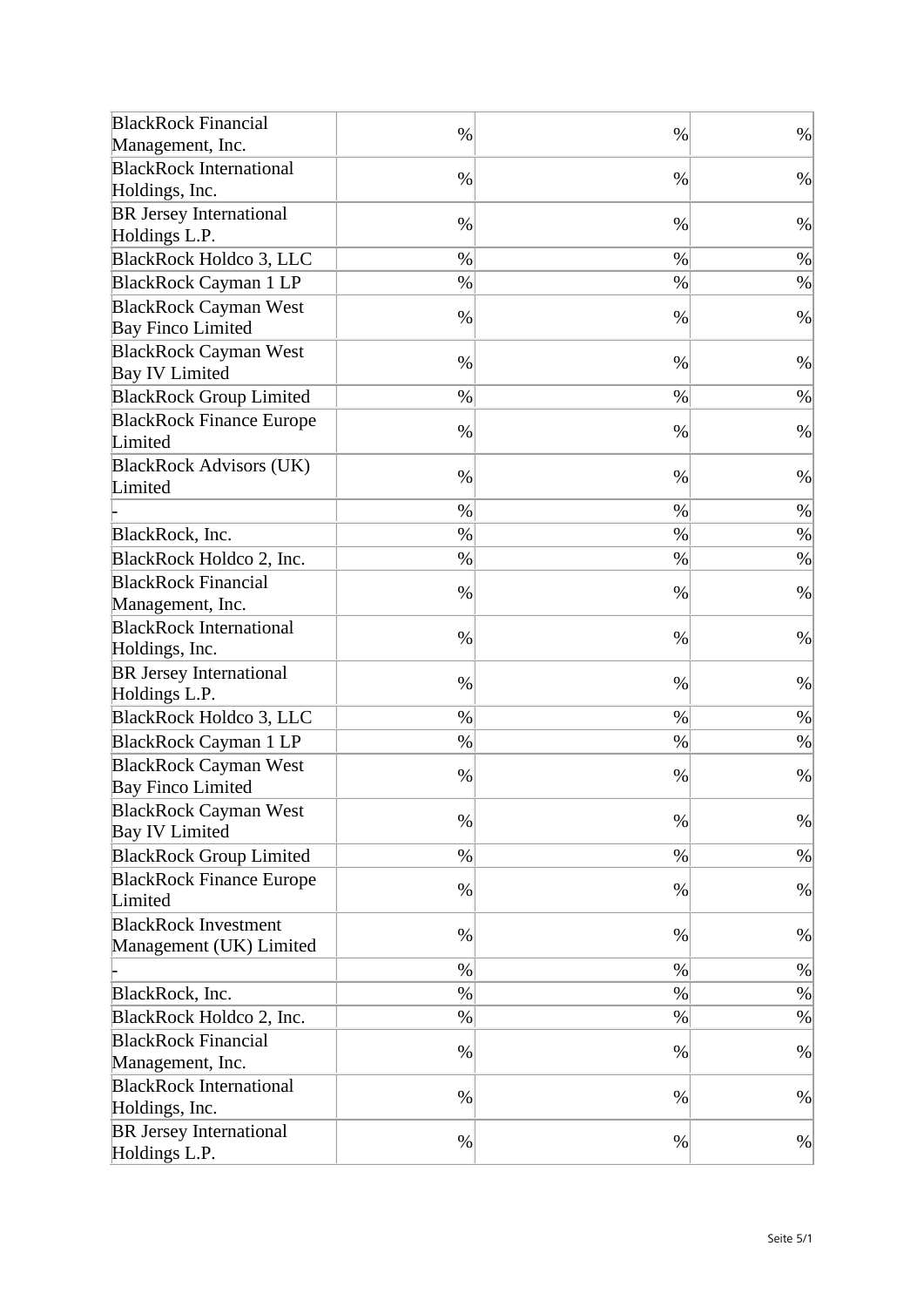| | | | |
|---|---|---|---|
| BlackRock Financial Management, Inc. | % | % | % |
| BlackRock International Holdings, Inc. | % | % | % |
| BR Jersey International Holdings L.P. | % | % | % |
| BlackRock Holdco 3, LLC | % | % | % |
| BlackRock Cayman 1 LP | % | % | % |
| BlackRock Cayman West Bay Finco Limited | % | % | % |
| BlackRock Cayman West Bay IV Limited | % | % | % |
| BlackRock Group Limited | % | % | % |
| BlackRock Finance Europe Limited | % | % | % |
| BlackRock Advisors (UK) Limited | % | % | % |
| - | % | % | % |
| BlackRock, Inc. | % | % | % |
| BlackRock Holdco 2, Inc. | % | % | % |
| BlackRock Financial Management, Inc. | % | % | % |
| BlackRock International Holdings, Inc. | % | % | % |
| BR Jersey International Holdings L.P. | % | % | % |
| BlackRock Holdco 3, LLC | % | % | % |
| BlackRock Cayman 1 LP | % | % | % |
| BlackRock Cayman West Bay Finco Limited | % | % | % |
| BlackRock Cayman West Bay IV Limited | % | % | % |
| BlackRock Group Limited | % | % | % |
| BlackRock Finance Europe Limited | % | % | % |
| BlackRock Investment Management (UK) Limited | % | % | % |
| - | % | % | % |
| BlackRock, Inc. | % | % | % |
| BlackRock Holdco 2, Inc. | % | % | % |
| BlackRock Financial Management, Inc. | % | % | % |
| BlackRock International Holdings, Inc. | % | % | % |
| BR Jersey International Holdings L.P. | % | % | % |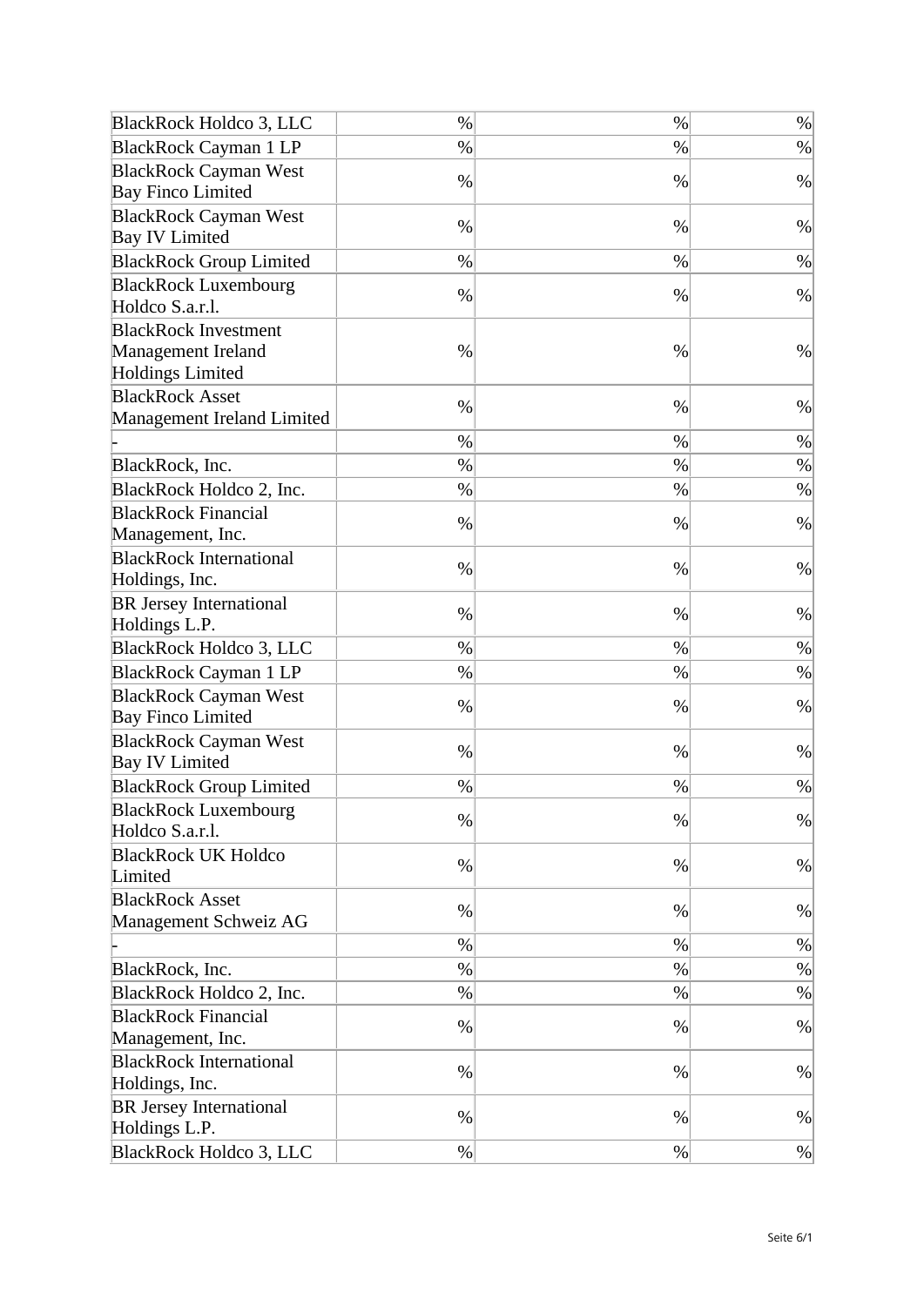| | | | |
|---|---|---|---|
| BlackRock Holdco 3, LLC | % | % | % |
| BlackRock Cayman 1 LP | % | % | % |
| BlackRock Cayman West Bay Finco Limited | % | % | % |
| BlackRock Cayman West Bay IV Limited | % | % | % |
| BlackRock Group Limited | % | % | % |
| BlackRock Luxembourg Holdco S.a.r.l. | % | % | % |
| BlackRock Investment Management Ireland Holdings Limited | % | % | % |
| BlackRock Asset Management Ireland Limited | % | % | % |
| - | % | % | % |
| BlackRock, Inc. | % | % | % |
| BlackRock Holdco 2, Inc. | % | % | % |
| BlackRock Financial Management, Inc. | % | % | % |
| BlackRock International Holdings, Inc. | % | % | % |
| BR Jersey International Holdings L.P. | % | % | % |
| BlackRock Holdco 3, LLC | % | % | % |
| BlackRock Cayman 1 LP | % | % | % |
| BlackRock Cayman West Bay Finco Limited | % | % | % |
| BlackRock Cayman West Bay IV Limited | % | % | % |
| BlackRock Group Limited | % | % | % |
| BlackRock Luxembourg Holdco S.a.r.l. | % | % | % |
| BlackRock UK Holdco Limited | % | % | % |
| BlackRock Asset Management Schweiz AG | % | % | % |
| - | % | % | % |
| BlackRock, Inc. | % | % | % |
| BlackRock Holdco 2, Inc. | % | % | % |
| BlackRock Financial Management, Inc. | % | % | % |
| BlackRock International Holdings, Inc. | % | % | % |
| BR Jersey International Holdings L.P. | % | % | % |
| BlackRock Holdco 3, LLC | % | % | % |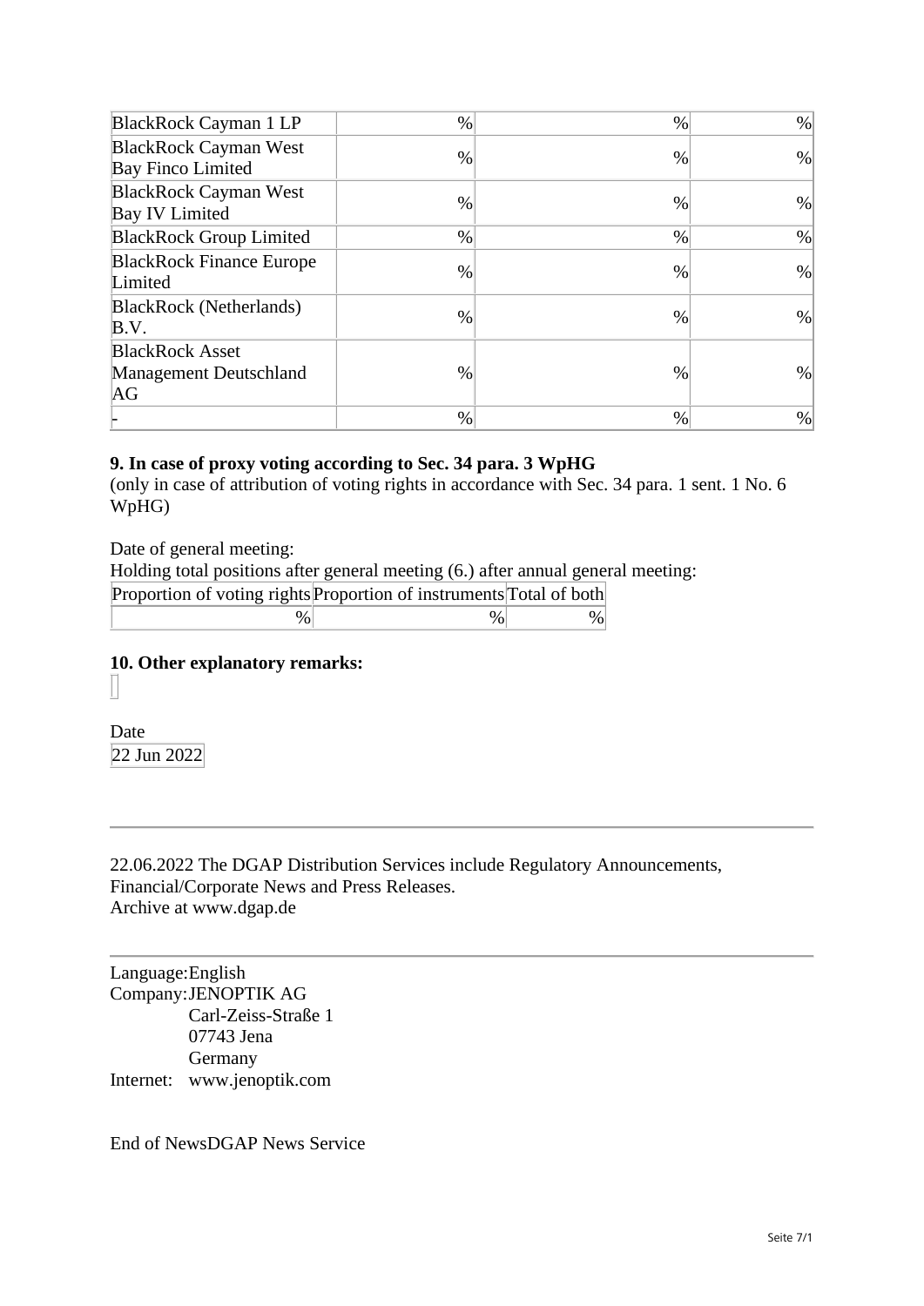| | | | |
|---|---|---|---|
| BlackRock Cayman 1 LP | % | % | % |
| BlackRock Cayman West Bay Finco Limited | % | % | % |
| BlackRock Cayman West Bay IV Limited | % | % | % |
| BlackRock Group Limited | % | % | % |
| BlackRock Finance Europe Limited | % | % | % |
| BlackRock (Netherlands) B.V. | % | % | % |
| BlackRock Asset Management Deutschland AG | % | % | % |
| - | % | % | % |

**9. In case of proxy voting according to Sec. 34 para. 3 WpHG**
(only in case of attribution of voting rights in accordance with Sec. 34 para. 1 sent. 1 No. 6 WpHG)

Date of general meeting:
Holding total positions after general meeting (6.) after annual general meeting:

| Proportion of voting rights | Proportion of instruments | Total of both |
|---|---|---|
| % | % | % |

**10. Other explanatory remarks:**

Date
22 Jun 2022

---

22.06.2022 The DGAP Distribution Services include Regulatory Announcements, Financial/Corporate News and Press Releases.
Archive at www.dgap.de

---

Language: English
Company: JENOPTIK AG
Carl-Zeiss-Straße 1
07743 Jena
Germany
Internet: www.jenoptik.com

End of NewsDGAP News Service